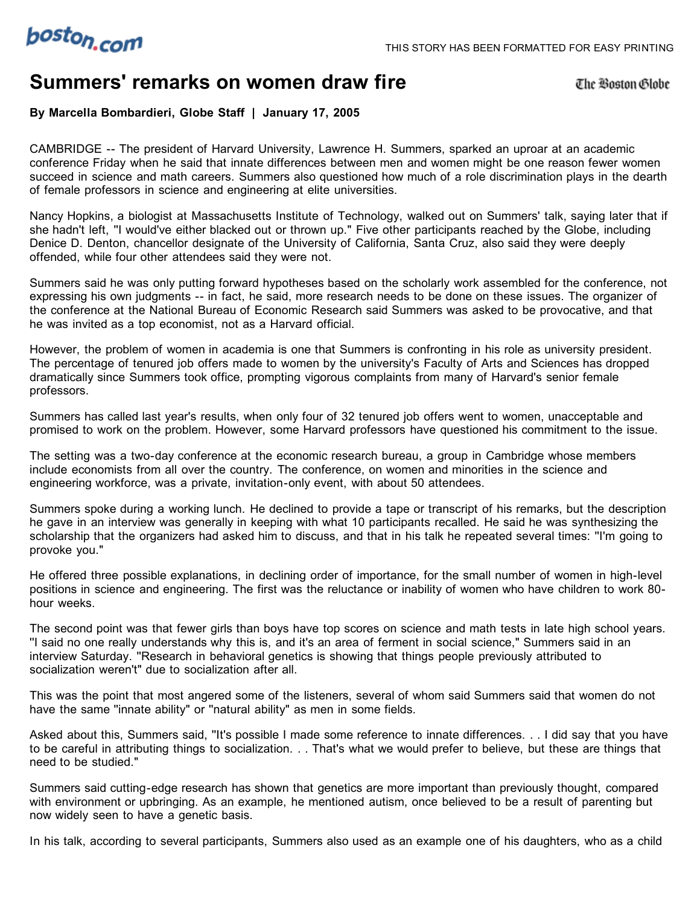# Summers' remarks on women draw fire

**By Marcella Bombardieri, Globe Staff | January 17, 2005**

CAMBRIDGE -- The president of Harvard University, Lawrence H. Summers, sparked an uproar at an academic conference Friday when he said that innate differences between men and women might be one reason fewer women succeed in science and math careers. Summers also questioned how much of a role discrimination plays in the dearth of female professors in science and engineering at elite universities.

Nancy Hopkins, a biologist at Massachusetts Institute of Technology, walked out on Summers' talk, saying later that if she hadn't left, ''I would've either blacked out or thrown up." Five other participants reached by the Globe, including Denice D. Denton, chancellor designate of the University of California, Santa Cruz, also said they were deeply offended, while four other attendees said they were not.

Summers said he was only putting forward hypotheses based on the scholarly work assembled for the conference, not expressing his own judgments -- in fact, he said, more research needs to be done on these issues. The organizer of the conference at the National Bureau of Economic Research said Summers was asked to be provocative, and that he was invited as a top economist, not as a Harvard official.

However, the problem of women in academia is one that Summers is confronting in his role as university president. The percentage of tenured job offers made to women by the university's Faculty of Arts and Sciences has dropped dramatically since Summers took office, prompting vigorous complaints from many of Harvard's senior female professors.

Summers has called last year's results, when only four of 32 tenured job offers went to women, unacceptable and promised to work on the problem. However, some Harvard professors have questioned his commitment to the issue.

The setting was a two-day conference at the economic research bureau, a group in Cambridge whose members include economists from all over the country. The conference, on women and minorities in the science and engineering workforce, was a private, invitation-only event, with about 50 attendees.

Summers spoke during a working lunch. He declined to provide a tape or transcript of his remarks, but the description he gave in an interview was generally in keeping with what 10 participants recalled. He said he was synthesizing the scholarship that the organizers had asked him to discuss, and that in his talk he repeated several times: ''I'm going to provoke you."

He offered three possible explanations, in declining order of importance, for the small number of women in high-level positions in science and engineering. The first was the reluctance or inability of women who have children to work 80-hour weeks.

The second point was that fewer girls than boys have top scores on science and math tests in late high school years. ''I said no one really understands why this is, and it's an area of ferment in social science," Summers said in an interview Saturday. ''Research in behavioral genetics is showing that things people previously attributed to socialization weren't" due to socialization after all.

This was the point that most angered some of the listeners, several of whom said Summers said that women do not have the same ''innate ability" or ''natural ability" as men in some fields.

Asked about this, Summers said, ''It's possible I made some reference to innate differences. . . I did say that you have to be careful in attributing things to socialization. . . That's what we would prefer to believe, but these are things that need to be studied."

Summers said cutting-edge research has shown that genetics are more important than previously thought, compared with environment or upbringing. As an example, he mentioned autism, once believed to be a result of parenting but now widely seen to have a genetic basis.

In his talk, according to several participants, Summers also used as an example one of his daughters, who as a child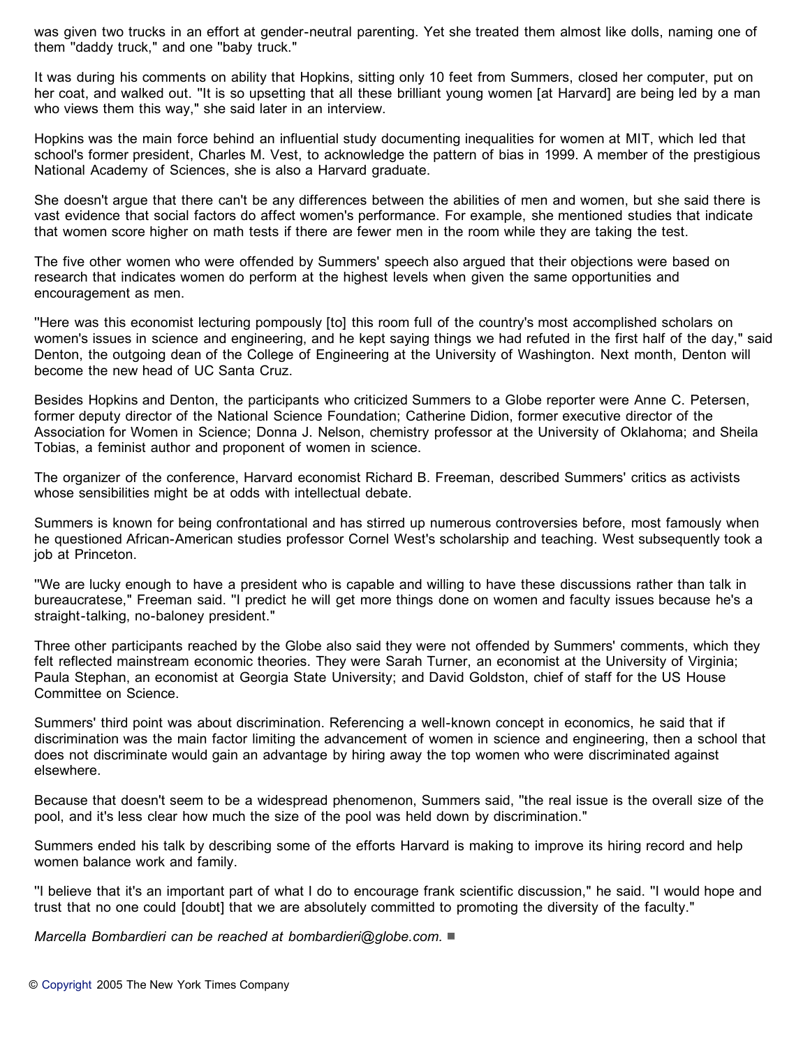was given two trucks in an effort at gender-neutral parenting. Yet she treated them almost like dolls, naming one of them ''daddy truck,'' and one ''baby truck.''

It was during his comments on ability that Hopkins, sitting only 10 feet from Summers, closed her computer, put on her coat, and walked out. ''It is so upsetting that all these brilliant young women [at Harvard] are being led by a man who views them this way,'' she said later in an interview.

Hopkins was the main force behind an influential study documenting inequalities for women at MIT, which led that school's former president, Charles M. Vest, to acknowledge the pattern of bias in 1999. A member of the prestigious National Academy of Sciences, she is also a Harvard graduate.

She doesn't argue that there can't be any differences between the abilities of men and women, but she said there is vast evidence that social factors do affect women's performance. For example, she mentioned studies that indicate that women score higher on math tests if there are fewer men in the room while they are taking the test.

The five other women who were offended by Summers' speech also argued that their objections were based on research that indicates women do perform at the highest levels when given the same opportunities and encouragement as men.

''Here was this economist lecturing pompously [to] this room full of the country's most accomplished scholars on women's issues in science and engineering, and he kept saying things we had refuted in the first half of the day,'' said Denton, the outgoing dean of the College of Engineering at the University of Washington. Next month, Denton will become the new head of UC Santa Cruz.

Besides Hopkins and Denton, the participants who criticized Summers to a Globe reporter were Anne C. Petersen, former deputy director of the National Science Foundation; Catherine Didion, former executive director of the Association for Women in Science; Donna J. Nelson, chemistry professor at the University of Oklahoma; and Sheila Tobias, a feminist author and proponent of women in science.

The organizer of the conference, Harvard economist Richard B. Freeman, described Summers' critics as activists whose sensibilities might be at odds with intellectual debate.

Summers is known for being confrontational and has stirred up numerous controversies before, most famously when he questioned African-American studies professor Cornel West's scholarship and teaching. West subsequently took a job at Princeton.

''We are lucky enough to have a president who is capable and willing to have these discussions rather than talk in bureaucratese,'' Freeman said. ''I predict he will get more things done on women and faculty issues because he's a straight-talking, no-baloney president.''

Three other participants reached by the Globe also said they were not offended by Summers' comments, which they felt reflected mainstream economic theories. They were Sarah Turner, an economist at the University of Virginia; Paula Stephan, an economist at Georgia State University; and David Goldston, chief of staff for the US House Committee on Science.

Summers' third point was about discrimination. Referencing a well-known concept in economics, he said that if discrimination was the main factor limiting the advancement of women in science and engineering, then a school that does not discriminate would gain an advantage by hiring away the top women who were discriminated against elsewhere.

Because that doesn't seem to be a widespread phenomenon, Summers said, ''the real issue is the overall size of the pool, and it's less clear how much the size of the pool was held down by discrimination.''

Summers ended his talk by describing some of the efforts Harvard is making to improve its hiring record and help women balance work and family.

''I believe that it's an important part of what I do to encourage frank scientific discussion,'' he said. ''I would hope and trust that no one could [doubt] that we are absolutely committed to promoting the diversity of the faculty.''

*Marcella Bombardieri can be reached at bombardieri@globe.com.* ■

© Copyright 2005 The New York Times Company